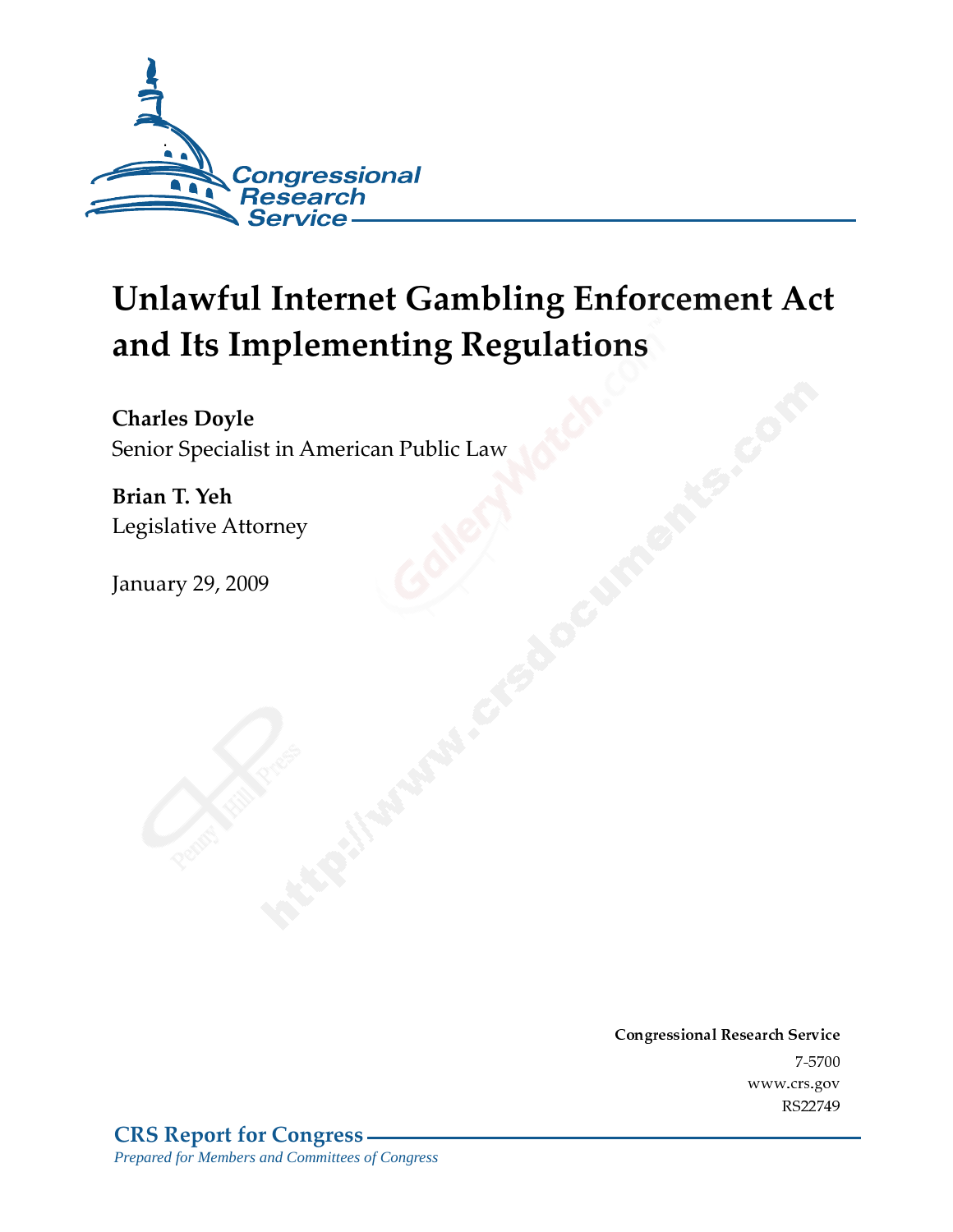Congressional Research Service

# Unlawful Internet Gambling Enforcement Act and Its Implementing Regulations

**Charles Doyle**
Senior Specialist in American Public Law

**Brian T. Yeh**
Legislative Attorney

January 29, 2009

**Congressional Research Service**
7-5700
www.crs.gov
RS22749

**CRS Report for Congress**
*Prepared for Members and Committees of Congress*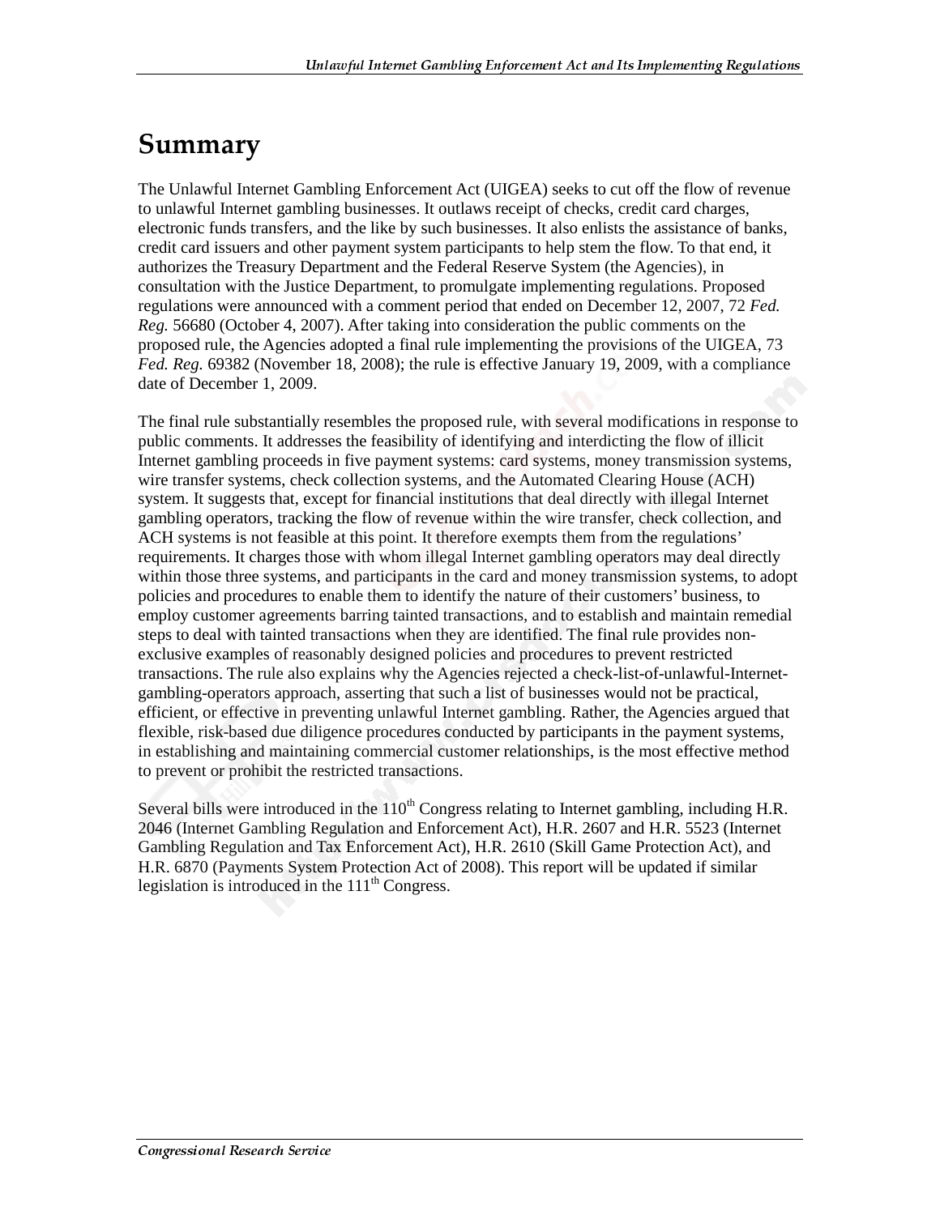# Summary

The Unlawful Internet Gambling Enforcement Act (UIGEA) seeks to cut off the flow of revenue to unlawful Internet gambling businesses. It outlaws receipt of checks, credit card charges, electronic funds transfers, and the like by such businesses. It also enlists the assistance of banks, credit card issuers and other payment system participants to help stem the flow. To that end, it authorizes the Treasury Department and the Federal Reserve System (the Agencies), in consultation with the Justice Department, to promulgate implementing regulations. Proposed regulations were announced with a comment period that ended on December 12, 2007, 72 *Fed. Reg.* 56680 (October 4, 2007). After taking into consideration the public comments on the proposed rule, the Agencies adopted a final rule implementing the provisions of the UIGEA, 73 *Fed. Reg.* 69382 (November 18, 2008); the rule is effective January 19, 2009, with a compliance date of December 1, 2009.

The final rule substantially resembles the proposed rule, with several modifications in response to public comments. It addresses the feasibility of identifying and interdicting the flow of illicit Internet gambling proceeds in five payment systems: card systems, money transmission systems, wire transfer systems, check collection systems, and the Automated Clearing House (ACH) system. It suggests that, except for financial institutions that deal directly with illegal Internet gambling operators, tracking the flow of revenue within the wire transfer, check collection, and ACH systems is not feasible at this point. It therefore exempts them from the regulations' requirements. It charges those with whom illegal Internet gambling operators may deal directly within those three systems, and participants in the card and money transmission systems, to adopt policies and procedures to enable them to identify the nature of their customers' business, to employ customer agreements barring tainted transactions, and to establish and maintain remedial steps to deal with tainted transactions when they are identified. The final rule provides non-exclusive examples of reasonably designed policies and procedures to prevent restricted transactions. The rule also explains why the Agencies rejected a check-list-of-unlawful-Internet-gambling-operators approach, asserting that such a list of businesses would not be practical, efficient, or effective in preventing unlawful Internet gambling. Rather, the Agencies argued that flexible, risk-based due diligence procedures conducted by participants in the payment systems, in establishing and maintaining commercial customer relationships, is the most effective method to prevent or prohibit the restricted transactions.

Several bills were introduced in the 110th Congress relating to Internet gambling, including H.R. 2046 (Internet Gambling Regulation and Enforcement Act), H.R. 2607 and H.R. 5523 (Internet Gambling Regulation and Tax Enforcement Act), H.R. 2610 (Skill Game Protection Act), and H.R. 6870 (Payments System Protection Act of 2008). This report will be updated if similar legislation is introduced in the 111th Congress.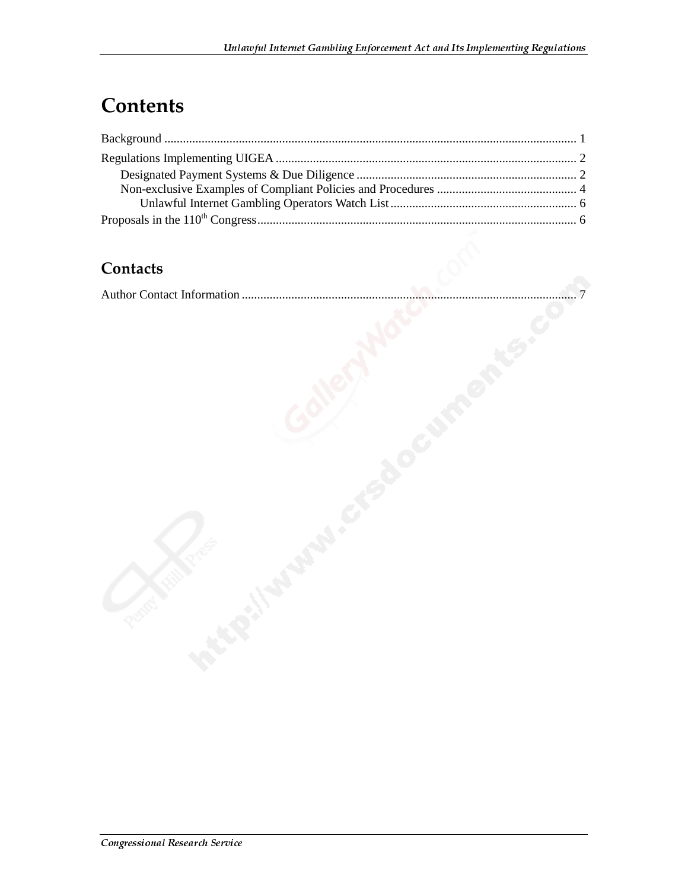# Contents

Background ........................................................................................................................ 1

Regulations Implementing UIGEA ..................................................................................... 2

  Designated Payment Systems & Due Diligence ............................................................ 2

  Non-exclusive Examples of Compliant Policies and Procedures ..................................... 4

    Unlawful Internet Gambling Operators Watch List ..................................................... 6

Proposals in the 110th Congress .......................................................................................... 6

## Contacts

Author Contact Information .................................................................................................. 7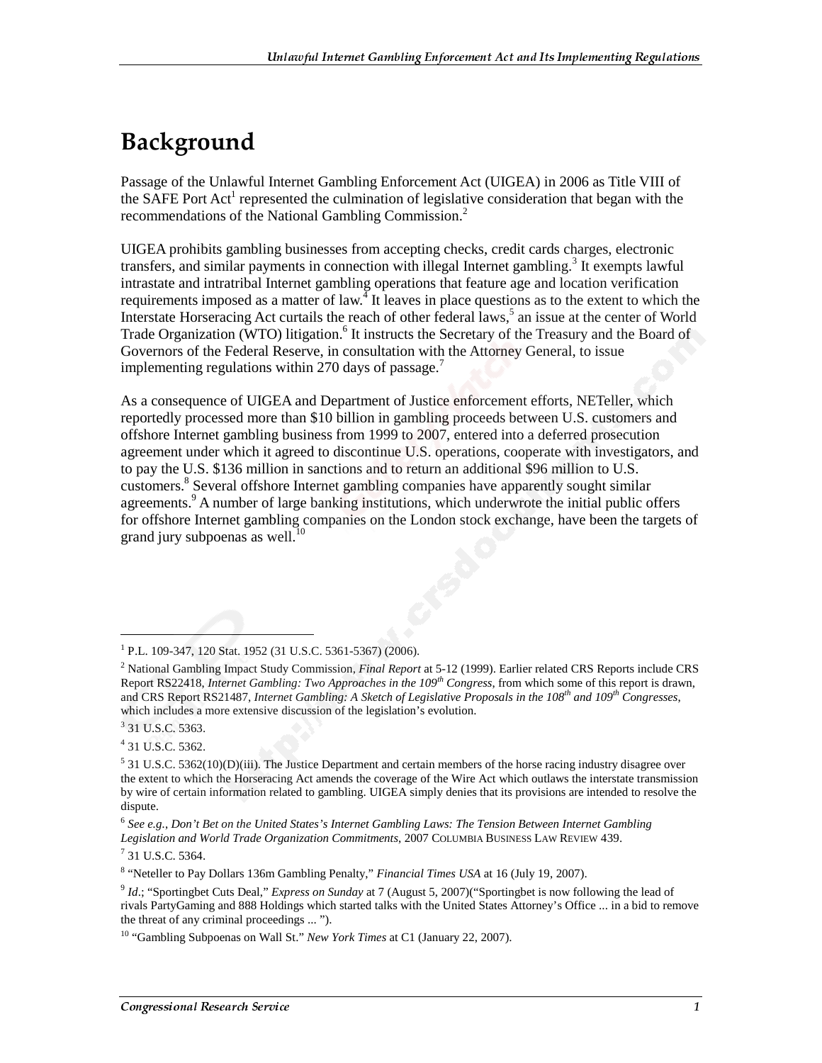# Background

Passage of the Unlawful Internet Gambling Enforcement Act (UIGEA) in 2006 as Title VIII of the SAFE Port Act[1] represented the culmination of legislative consideration that began with the recommendations of the National Gambling Commission.[2]

UIGEA prohibits gambling businesses from accepting checks, credit cards charges, electronic transfers, and similar payments in connection with illegal Internet gambling.[3] It exempts lawful intrastate and intratribal Internet gambling operations that feature age and location verification requirements imposed as a matter of law.[4] It leaves in place questions as to the extent to which the Interstate Horseracing Act curtails the reach of other federal laws,[5] an issue at the center of World Trade Organization (WTO) litigation.[6] It instructs the Secretary of the Treasury and the Board of Governors of the Federal Reserve, in consultation with the Attorney General, to issue implementing regulations within 270 days of passage.[7]

As a consequence of UIGEA and Department of Justice enforcement efforts, NETeller, which reportedly processed more than $10 billion in gambling proceeds between U.S. customers and offshore Internet gambling business from 1999 to 2007, entered into a deferred prosecution agreement under which it agreed to discontinue U.S. operations, cooperate with investigators, and to pay the U.S. $136 million in sanctions and to return an additional $96 million to U.S. customers.[8] Several offshore Internet gambling companies have apparently sought similar agreements.[9] A number of large banking institutions, which underwrote the initial public offers for offshore Internet gambling companies on the London stock exchange, have been the targets of grand jury subpoenas as well.[10]

---

[1] P.L. 109-347, 120 Stat. 1952 (31 U.S.C. 5361-5367) (2006).

[2] National Gambling Impact Study Commission, *Final Report* at 5-12 (1999). Earlier related CRS Reports include CRS Report RS22418, *Internet Gambling: Two Approaches in the 109th Congress*, from which some of this report is drawn, and CRS Report RS21487, *Internet Gambling: A Sketch of Legislative Proposals in the 108th and 109th Congresses,* which includes a more extensive discussion of the legislation's evolution.

[3] 31 U.S.C. 5363.

[4] 31 U.S.C. 5362.

[5] 31 U.S.C. 5362(10)(D)(iii). The Justice Department and certain members of the horse racing industry disagree over the extent to which the Horseracing Act amends the coverage of the Wire Act which outlaws the interstate transmission by wire of certain information related to gambling. UIGEA simply denies that its provisions are intended to resolve the dispute.

[6] *See e.g., Don't Bet on the United States's Internet Gambling Laws: The Tension Between Internet Gambling Legislation and World Trade Organization Commitments*, 2007 COLUMBIA BUSINESS LAW REVIEW 439.

[7] 31 U.S.C. 5364.

[8] "Neteller to Pay Dollars 136m Gambling Penalty," *Financial Times USA* at 16 (July 19, 2007).

[9] *Id*.; "Sportingbet Cuts Deal," *Express on Sunday* at 7 (August 5, 2007)("Sportingbet is now following the lead of rivals PartyGaming and 888 Holdings which started talks with the United States Attorney's Office ... in a bid to remove the threat of any criminal proceedings ... ").

[10] "Gambling Subpoenas on Wall St." *New York Times* at C1 (January 22, 2007).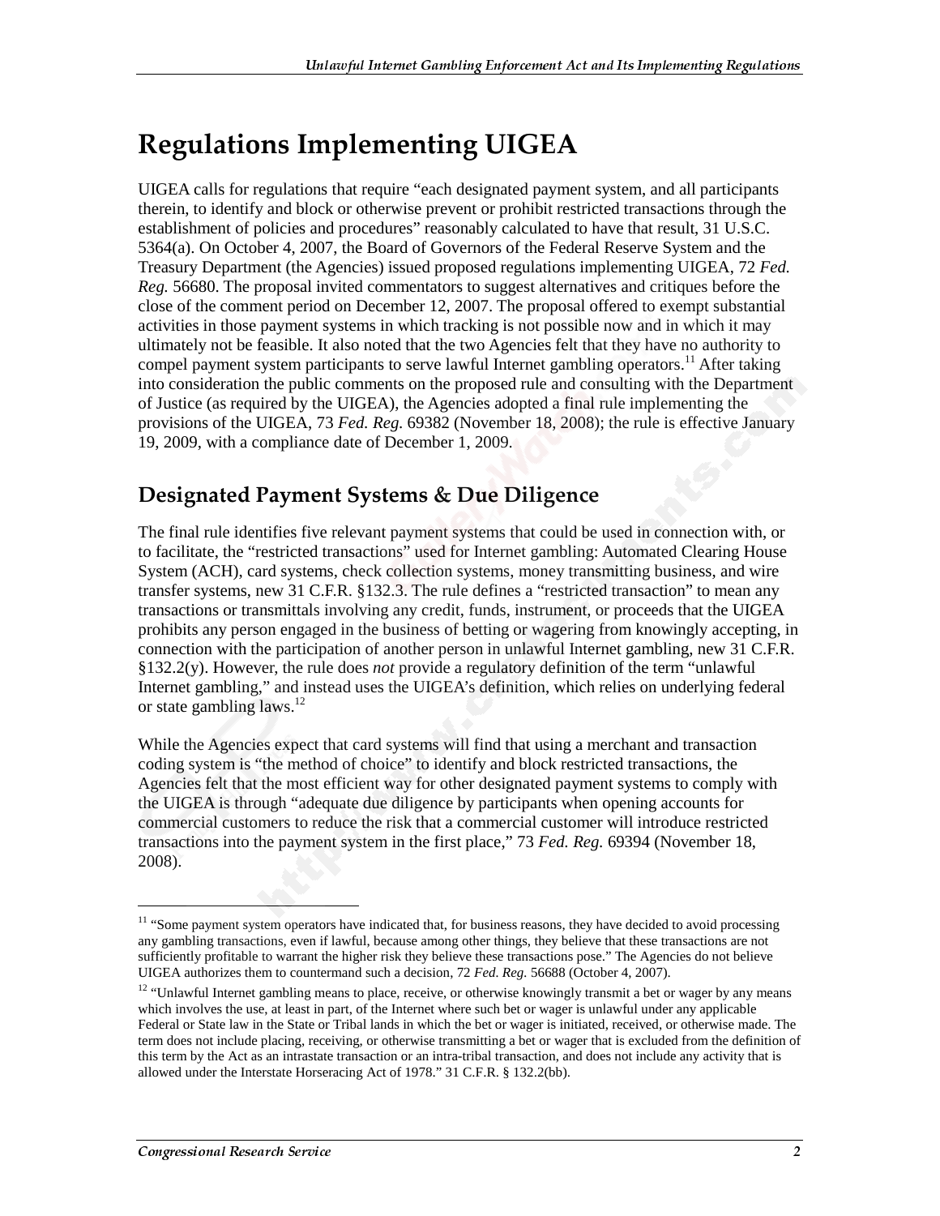# Regulations Implementing UIGEA

UIGEA calls for regulations that require "each designated payment system, and all participants therein, to identify and block or otherwise prevent or prohibit restricted transactions through the establishment of policies and procedures" reasonably calculated to have that result, 31 U.S.C. 5364(a). On October 4, 2007, the Board of Governors of the Federal Reserve System and the Treasury Department (the Agencies) issued proposed regulations implementing UIGEA, 72 *Fed. Reg.* 56680. The proposal invited commentators to suggest alternatives and critiques before the close of the comment period on December 12, 2007. The proposal offered to exempt substantial activities in those payment systems in which tracking is not possible now and in which it may ultimately not be feasible. It also noted that the two Agencies felt that they have no authority to compel payment system participants to serve lawful Internet gambling operators.[11] After taking into consideration the public comments on the proposed rule and consulting with the Department of Justice (as required by the UIGEA), the Agencies adopted a final rule implementing the provisions of the UIGEA, 73 *Fed. Reg.* 69382 (November 18, 2008); the rule is effective January 19, 2009, with a compliance date of December 1, 2009.

## Designated Payment Systems & Due Diligence

The final rule identifies five relevant payment systems that could be used in connection with, or to facilitate, the "restricted transactions" used for Internet gambling: Automated Clearing House System (ACH), card systems, check collection systems, money transmitting business, and wire transfer systems, new 31 C.F.R. §132.3. The rule defines a "restricted transaction" to mean any transactions or transmittals involving any credit, funds, instrument, or proceeds that the UIGEA prohibits any person engaged in the business of betting or wagering from knowingly accepting, in connection with the participation of another person in unlawful Internet gambling, new 31 C.F.R. §132.2(y). However, the rule does *not* provide a regulatory definition of the term "unlawful Internet gambling," and instead uses the UIGEA's definition, which relies on underlying federal or state gambling laws.[12]

While the Agencies expect that card systems will find that using a merchant and transaction coding system is "the method of choice" to identify and block restricted transactions, the Agencies felt that the most efficient way for other designated payment systems to comply with the UIGEA is through "adequate due diligence by participants when opening accounts for commercial customers to reduce the risk that a commercial customer will introduce restricted transactions into the payment system in the first place," 73 *Fed. Reg.* 69394 (November 18, 2008).

---

[11] "Some payment system operators have indicated that, for business reasons, they have decided to avoid processing any gambling transactions, even if lawful, because among other things, they believe that these transactions are not sufficiently profitable to warrant the higher risk they believe these transactions pose." The Agencies do not believe UIGEA authorizes them to countermand such a decision, 72 *Fed. Reg.* 56688 (October 4, 2007).

[12] "Unlawful Internet gambling means to place, receive, or otherwise knowingly transmit a bet or wager by any means which involves the use, at least in part, of the Internet where such bet or wager is unlawful under any applicable Federal or State law in the State or Tribal lands in which the bet or wager is initiated, received, or otherwise made. The term does not include placing, receiving, or otherwise transmitting a bet or wager that is excluded from the definition of this term by the Act as an intrastate transaction or an intra-tribal transaction, and does not include any activity that is allowed under the Interstate Horseracing Act of 1978." 31 C.F.R. § 132.2(bb).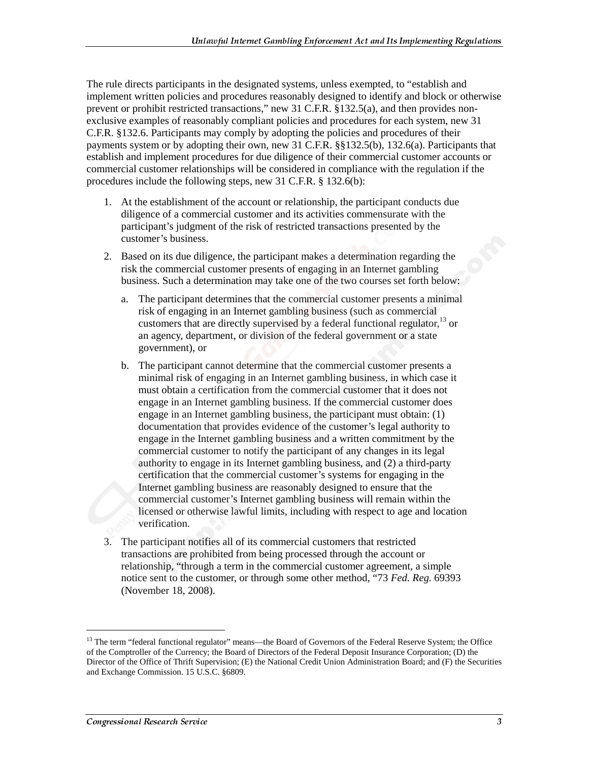The rule directs participants in the designated systems, unless exempted, to "establish and implement written policies and procedures reasonably designed to identify and block or otherwise prevent or prohibit restricted transactions," new 31 C.F.R. §132.5(a), and then provides non-exclusive examples of reasonably compliant policies and procedures for each system, new 31 C.F.R. §132.6. Participants may comply by adopting the policies and procedures of their payments system or by adopting their own, new 31 C.F.R. §§132.5(b), 132.6(a). Participants that establish and implement procedures for due diligence of their commercial customer accounts or commercial customer relationships will be considered in compliance with the regulation if the procedures include the following steps, new 31 C.F.R. § 132.6(b):

1. At the establishment of the account or relationship, the participant conducts due diligence of a commercial customer and its activities commensurate with the participant's judgment of the risk of restricted transactions presented by the customer's business.
2. Based on its due diligence, the participant makes a determination regarding the risk the commercial customer presents of engaging in an Internet gambling business. Such a determination may take one of the two courses set forth below:
   a. The participant determines that the commercial customer presents a minimal risk of engaging in an Internet gambling business (such as commercial customers that are directly supervised by a federal functional regulator,[13] or an agency, department, or division of the federal government or a state government), or
   b. The participant cannot determine that the commercial customer presents a minimal risk of engaging in an Internet gambling business, in which case it must obtain a certification from the commercial customer that it does not engage in an Internet gambling business. If the commercial customer does engage in an Internet gambling business, the participant must obtain: (1) documentation that provides evidence of the customer's legal authority to engage in the Internet gambling business and a written commitment by the commercial customer to notify the participant of any changes in its legal authority to engage in its Internet gambling business, and (2) a third-party certification that the commercial customer's systems for engaging in the Internet gambling business are reasonably designed to ensure that the commercial customer's Internet gambling business will remain within the licensed or otherwise lawful limits, including with respect to age and location verification.
3. The participant notifies all of its commercial customers that restricted transactions are prohibited from being processed through the account or relationship, "through a term in the commercial customer agreement, a simple notice sent to the customer, or through some other method, "73 *Fed. Reg.* 69393 (November 18, 2008).

---

[13] The term "federal functional regulator" means—the Board of Governors of the Federal Reserve System; the Office of the Comptroller of the Currency; the Board of Directors of the Federal Deposit Insurance Corporation; (D) the Director of the Office of Thrift Supervision; (E) the National Credit Union Administration Board; and (F) the Securities and Exchange Commission. 15 U.S.C. §6809.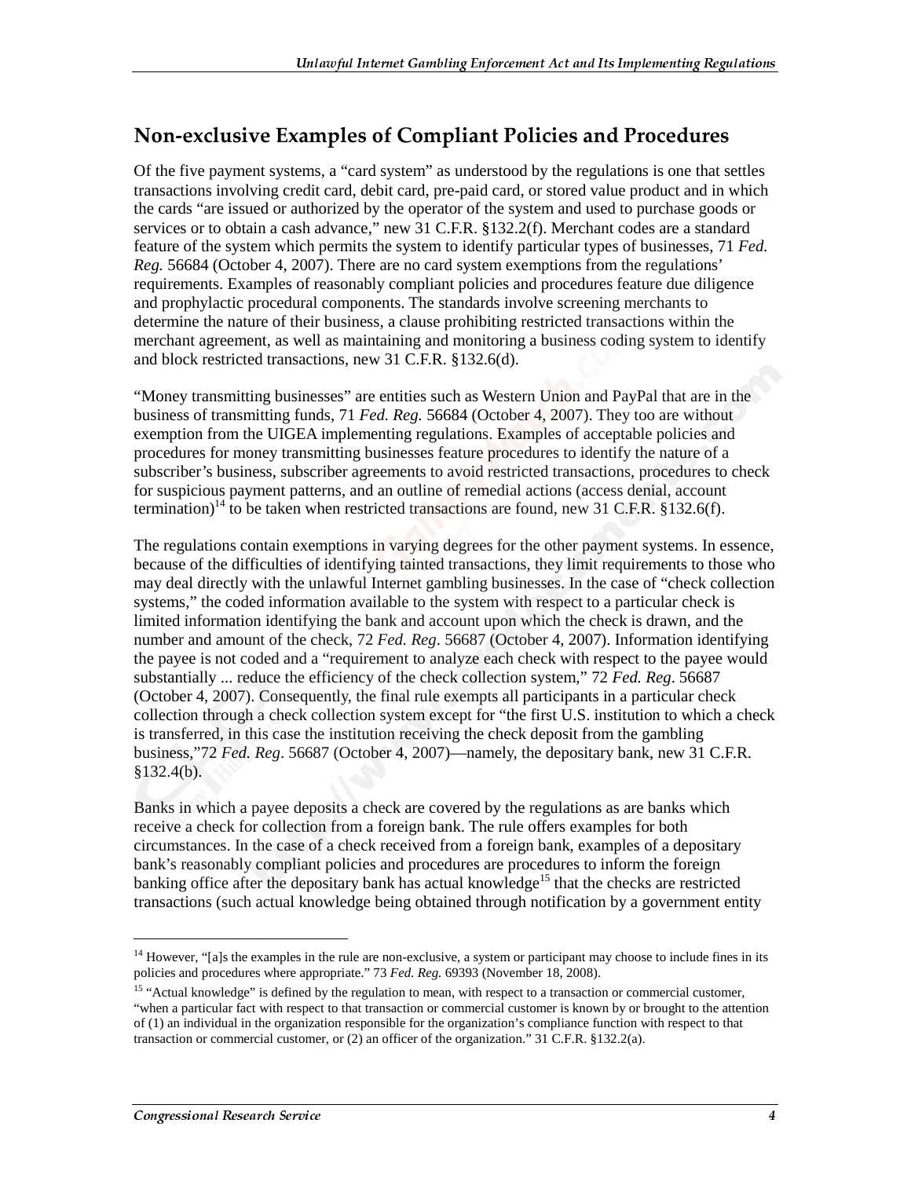## Non-exclusive Examples of Compliant Policies and Procedures

Of the five payment systems, a "card system" as understood by the regulations is one that settles transactions involving credit card, debit card, pre-paid card, or stored value product and in which the cards "are issued or authorized by the operator of the system and used to purchase goods or services or to obtain a cash advance," new 31 C.F.R. §132.2(f). Merchant codes are a standard feature of the system which permits the system to identify particular types of businesses, 71 *Fed. Reg.* 56684 (October 4, 2007). There are no card system exemptions from the regulations' requirements. Examples of reasonably compliant policies and procedures feature due diligence and prophylactic procedural components. The standards involve screening merchants to determine the nature of their business, a clause prohibiting restricted transactions within the merchant agreement, as well as maintaining and monitoring a business coding system to identify and block restricted transactions, new 31 C.F.R. §132.6(d).

"Money transmitting businesses" are entities such as Western Union and PayPal that are in the business of transmitting funds, 71 *Fed. Reg.* 56684 (October 4, 2007). They too are without exemption from the UIGEA implementing regulations. Examples of acceptable policies and procedures for money transmitting businesses feature procedures to identify the nature of a subscriber's business, subscriber agreements to avoid restricted transactions, procedures to check for suspicious payment patterns, and an outline of remedial actions (access denial, account termination)[14] to be taken when restricted transactions are found, new 31 C.F.R. §132.6(f).

The regulations contain exemptions in varying degrees for the other payment systems. In essence, because of the difficulties of identifying tainted transactions, they limit requirements to those who may deal directly with the unlawful Internet gambling businesses. In the case of "check collection systems," the coded information available to the system with respect to a particular check is limited information identifying the bank and account upon which the check is drawn, and the number and amount of the check, 72 *Fed. Reg*. 56687 (October 4, 2007). Information identifying the payee is not coded and a "requirement to analyze each check with respect to the payee would substantially ... reduce the efficiency of the check collection system," 72 *Fed. Reg*. 56687 (October 4, 2007). Consequently, the final rule exempts all participants in a particular check collection through a check collection system except for "the first U.S. institution to which a check is transferred, in this case the institution receiving the check deposit from the gambling business,"72 *Fed. Reg*. 56687 (October 4, 2007)—namely, the depositary bank, new 31 C.F.R. §132.4(b).

Banks in which a payee deposits a check are covered by the regulations as are banks which receive a check for collection from a foreign bank. The rule offers examples for both circumstances. In the case of a check received from a foreign bank, examples of a depositary bank's reasonably compliant policies and procedures are procedures to inform the foreign banking office after the depositary bank has actual knowledge[15] that the checks are restricted transactions (such actual knowledge being obtained through notification by a government entity

---

[14] However, "[a]s the examples in the rule are non-exclusive, a system or participant may choose to include fines in its policies and procedures where appropriate." 73 *Fed. Reg.* 69393 (November 18, 2008).

[15] "Actual knowledge" is defined by the regulation to mean, with respect to a transaction or commercial customer, "when a particular fact with respect to that transaction or commercial customer is known by or brought to the attention of (1) an individual in the organization responsible for the organization's compliance function with respect to that transaction or commercial customer, or (2) an officer of the organization." 31 C.F.R. §132.2(a).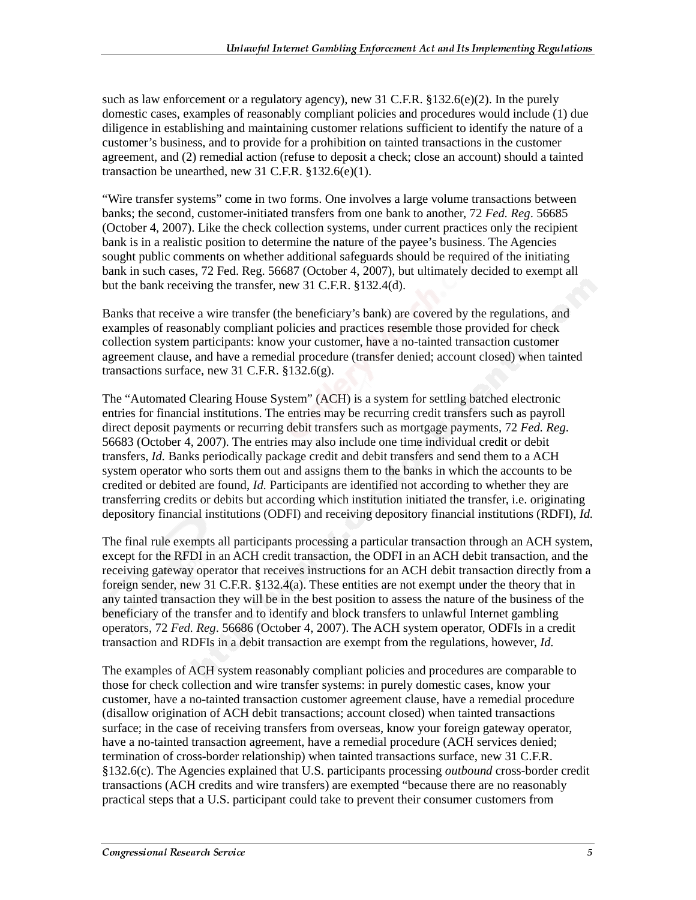such as law enforcement or a regulatory agency), new 31 C.F.R. §132.6(e)(2). In the purely domestic cases, examples of reasonably compliant policies and procedures would include (1) due diligence in establishing and maintaining customer relations sufficient to identify the nature of a customer's business, and to provide for a prohibition on tainted transactions in the customer agreement, and (2) remedial action (refuse to deposit a check; close an account) should a tainted transaction be unearthed, new 31 C.F.R. §132.6(e)(1).

"Wire transfer systems" come in two forms. One involves a large volume transactions between banks; the second, customer-initiated transfers from one bank to another, 72 *Fed. Reg*. 56685 (October 4, 2007). Like the check collection systems, under current practices only the recipient bank is in a realistic position to determine the nature of the payee's business. The Agencies sought public comments on whether additional safeguards should be required of the initiating bank in such cases, 72 Fed. Reg. 56687 (October 4, 2007), but ultimately decided to exempt all but the bank receiving the transfer, new 31 C.F.R. §132.4(d).

Banks that receive a wire transfer (the beneficiary's bank) are covered by the regulations, and examples of reasonably compliant policies and practices resemble those provided for check collection system participants: know your customer, have a no-tainted transaction customer agreement clause, and have a remedial procedure (transfer denied; account closed) when tainted transactions surface, new 31 C.F.R. §132.6(g).

The "Automated Clearing House System" (ACH) is a system for settling batched electronic entries for financial institutions. The entries may be recurring credit transfers such as payroll direct deposit payments or recurring debit transfers such as mortgage payments, 72 *Fed. Reg*. 56683 (October 4, 2007). The entries may also include one time individual credit or debit transfers, *Id.* Banks periodically package credit and debit transfers and send them to a ACH system operator who sorts them out and assigns them to the banks in which the accounts to be credited or debited are found, *Id.* Participants are identified not according to whether they are transferring credits or debits but according which institution initiated the transfer, i.e. originating depository financial institutions (ODFI) and receiving depository financial institutions (RDFI), *Id.*

The final rule exempts all participants processing a particular transaction through an ACH system, except for the RFDI in an ACH credit transaction, the ODFI in an ACH debit transaction, and the receiving gateway operator that receives instructions for an ACH debit transaction directly from a foreign sender, new 31 C.F.R. §132.4(a). These entities are not exempt under the theory that in any tainted transaction they will be in the best position to assess the nature of the business of the beneficiary of the transfer and to identify and block transfers to unlawful Internet gambling operators, 72 *Fed. Reg*. 56686 (October 4, 2007). The ACH system operator, ODFIs in a credit transaction and RDFIs in a debit transaction are exempt from the regulations, however, *Id.*

The examples of ACH system reasonably compliant policies and procedures are comparable to those for check collection and wire transfer systems: in purely domestic cases, know your customer, have a no-tainted transaction customer agreement clause, have a remedial procedure (disallow origination of ACH debit transactions; account closed) when tainted transactions surface; in the case of receiving transfers from overseas, know your foreign gateway operator, have a no-tainted transaction agreement, have a remedial procedure (ACH services denied; termination of cross-border relationship) when tainted transactions surface, new 31 C.F.R. §132.6(c). The Agencies explained that U.S. participants processing *outbound* cross-border credit transactions (ACH credits and wire transfers) are exempted "because there are no reasonably practical steps that a U.S. participant could take to prevent their consumer customers from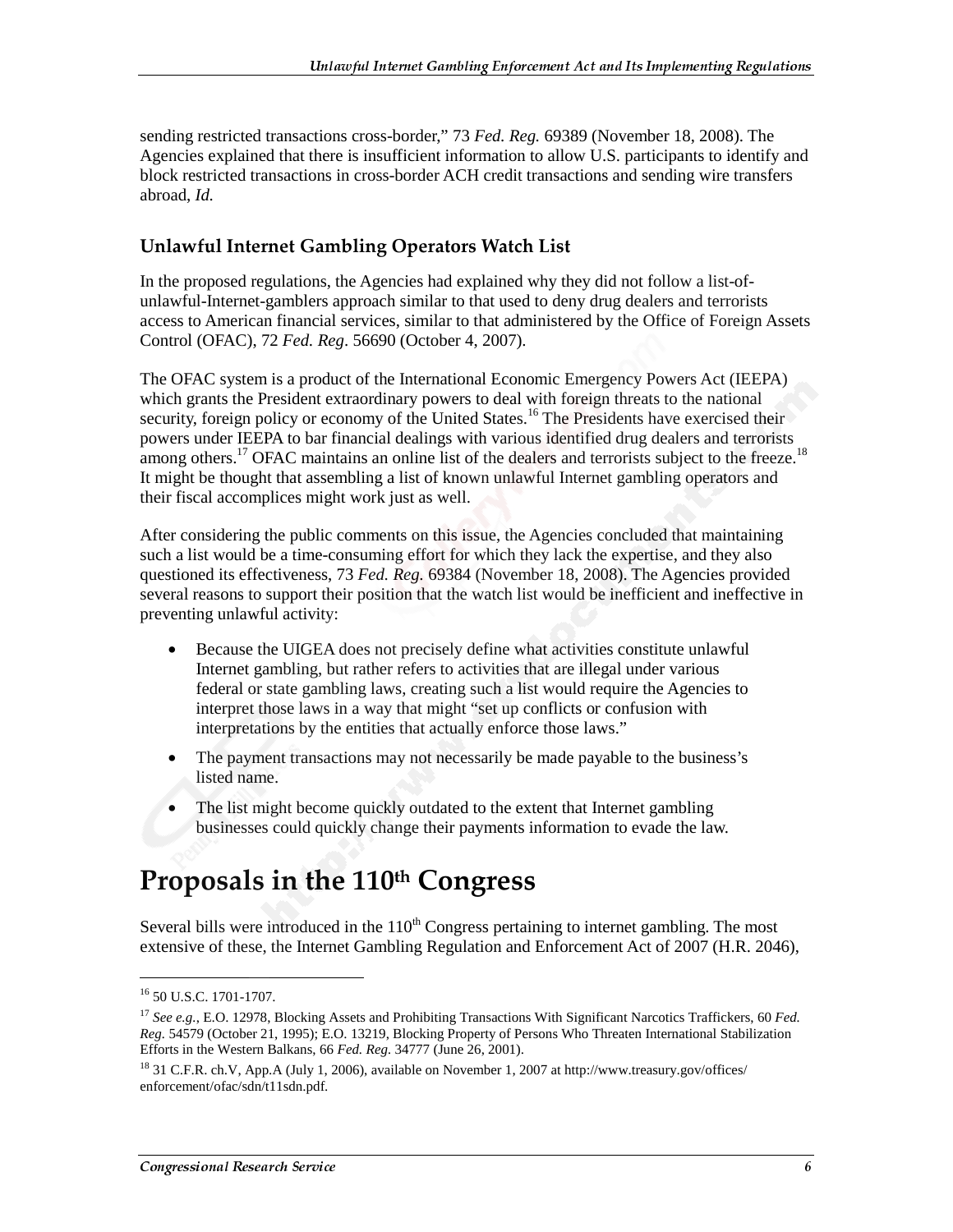sending restricted transactions cross-border," 73 *Fed. Reg.* 69389 (November 18, 2008). The Agencies explained that there is insufficient information to allow U.S. participants to identify and block restricted transactions in cross-border ACH credit transactions and sending wire transfers abroad, *Id.*

### Unlawful Internet Gambling Operators Watch List

In the proposed regulations, the Agencies had explained why they did not follow a list-of-unlawful-Internet-gamblers approach similar to that used to deny drug dealers and terrorists access to American financial services, similar to that administered by the Office of Foreign Assets Control (OFAC), 72 *Fed. Reg*. 56690 (October 4, 2007).

The OFAC system is a product of the International Economic Emergency Powers Act (IEEPA) which grants the President extraordinary powers to deal with foreign threats to the national security, foreign policy or economy of the United States.[16] The Presidents have exercised their powers under IEEPA to bar financial dealings with various identified drug dealers and terrorists among others.[17] OFAC maintains an online list of the dealers and terrorists subject to the freeze.[18] It might be thought that assembling a list of known unlawful Internet gambling operators and their fiscal accomplices might work just as well.

After considering the public comments on this issue, the Agencies concluded that maintaining such a list would be a time-consuming effort for which they lack the expertise, and they also questioned its effectiveness, 73 *Fed. Reg.* 69384 (November 18, 2008). The Agencies provided several reasons to support their position that the watch list would be inefficient and ineffective in preventing unlawful activity:

- Because the UIGEA does not precisely define what activities constitute unlawful Internet gambling, but rather refers to activities that are illegal under various federal or state gambling laws, creating such a list would require the Agencies to interpret those laws in a way that might "set up conflicts or confusion with interpretations by the entities that actually enforce those laws."
- The payment transactions may not necessarily be made payable to the business's listed name.
- The list might become quickly outdated to the extent that Internet gambling businesses could quickly change their payments information to evade the law.

## Proposals in the 110th Congress

Several bills were introduced in the 110th Congress pertaining to internet gambling. The most extensive of these, the Internet Gambling Regulation and Enforcement Act of 2007 (H.R. 2046),

---

[16] 50 U.S.C. 1701-1707.

[17] *See e.g.*, E.O. 12978, Blocking Assets and Prohibiting Transactions With Significant Narcotics Traffickers, 60 *Fed. Reg.* 54579 (October 21, 1995); E.O. 13219, Blocking Property of Persons Who Threaten International Stabilization Efforts in the Western Balkans, 66 *Fed. Reg.* 34777 (June 26, 2001).

[18] 31 C.F.R. ch.V, App.A (July 1, 2006), available on November 1, 2007 at http://www.treasury.gov/offices/enforcement/ofac/sdn/t11sdn.pdf.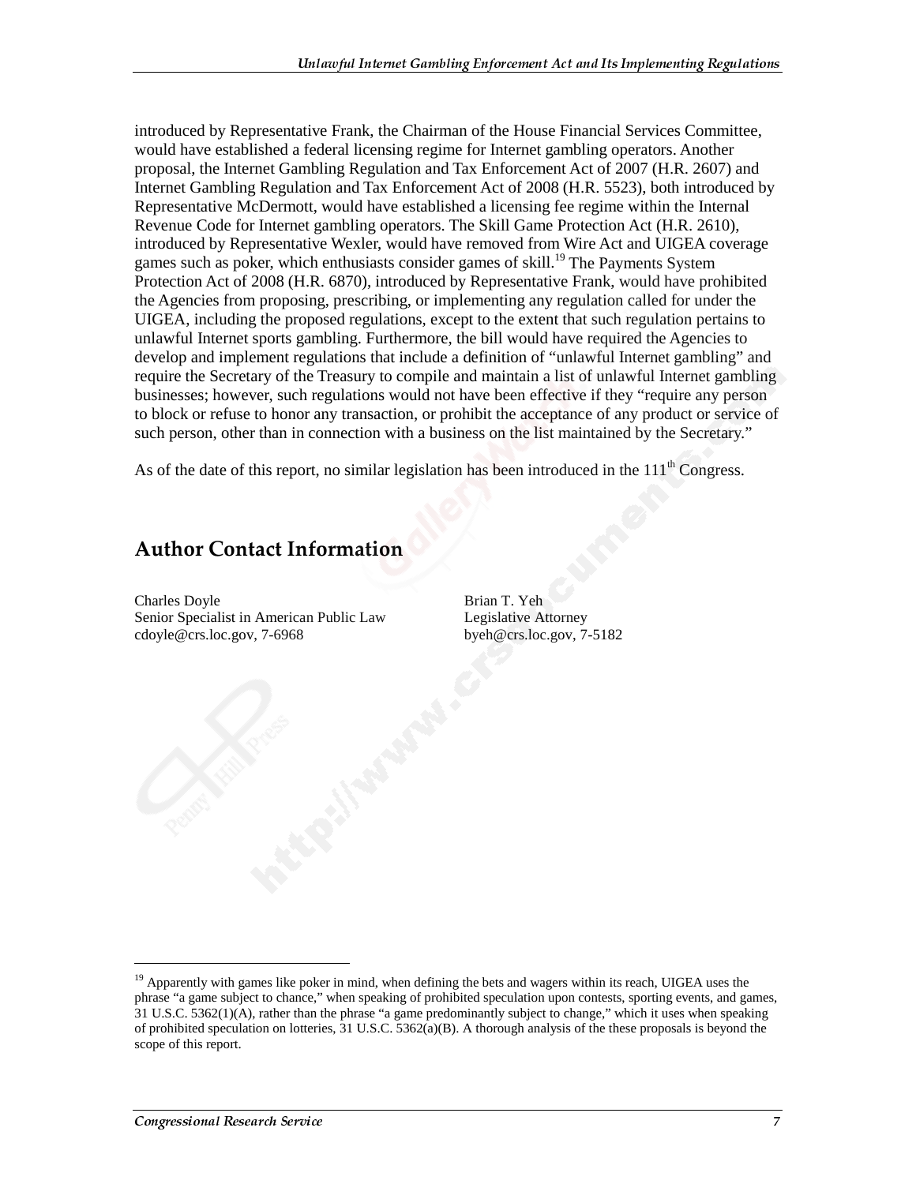introduced by Representative Frank, the Chairman of the House Financial Services Committee, would have established a federal licensing regime for Internet gambling operators. Another proposal, the Internet Gambling Regulation and Tax Enforcement Act of 2007 (H.R. 2607) and Internet Gambling Regulation and Tax Enforcement Act of 2008 (H.R. 5523), both introduced by Representative McDermott, would have established a licensing fee regime within the Internal Revenue Code for Internet gambling operators. The Skill Game Protection Act (H.R. 2610), introduced by Representative Wexler, would have removed from Wire Act and UIGEA coverage games such as poker, which enthusiasts consider games of skill.[19] The Payments System Protection Act of 2008 (H.R. 6870), introduced by Representative Frank, would have prohibited the Agencies from proposing, prescribing, or implementing any regulation called for under the UIGEA, including the proposed regulations, except to the extent that such regulation pertains to unlawful Internet sports gambling. Furthermore, the bill would have required the Agencies to develop and implement regulations that include a definition of "unlawful Internet gambling" and require the Secretary of the Treasury to compile and maintain a list of unlawful Internet gambling businesses; however, such regulations would not have been effective if they "require any person to block or refuse to honor any transaction, or prohibit the acceptance of any product or service of such person, other than in connection with a business on the list maintained by the Secretary."

As of the date of this report, no similar legislation has been introduced in the 111th Congress.

## Author Contact Information

Charles Doyle
Senior Specialist in American Public Law
cdoyle@crs.loc.gov, 7-6968

Brian T. Yeh
Legislative Attorney
byeh@crs.loc.gov, 7-5182

---

[19] Apparently with games like poker in mind, when defining the bets and wagers within its reach, UIGEA uses the phrase "a game subject to chance," when speaking of prohibited speculation upon contests, sporting events, and games, 31 U.S.C. 5362(1)(A), rather than the phrase "a game predominantly subject to change," which it uses when speaking of prohibited speculation on lotteries, 31 U.S.C. 5362(a)(B). A thorough analysis of the these proposals is beyond the scope of this report.